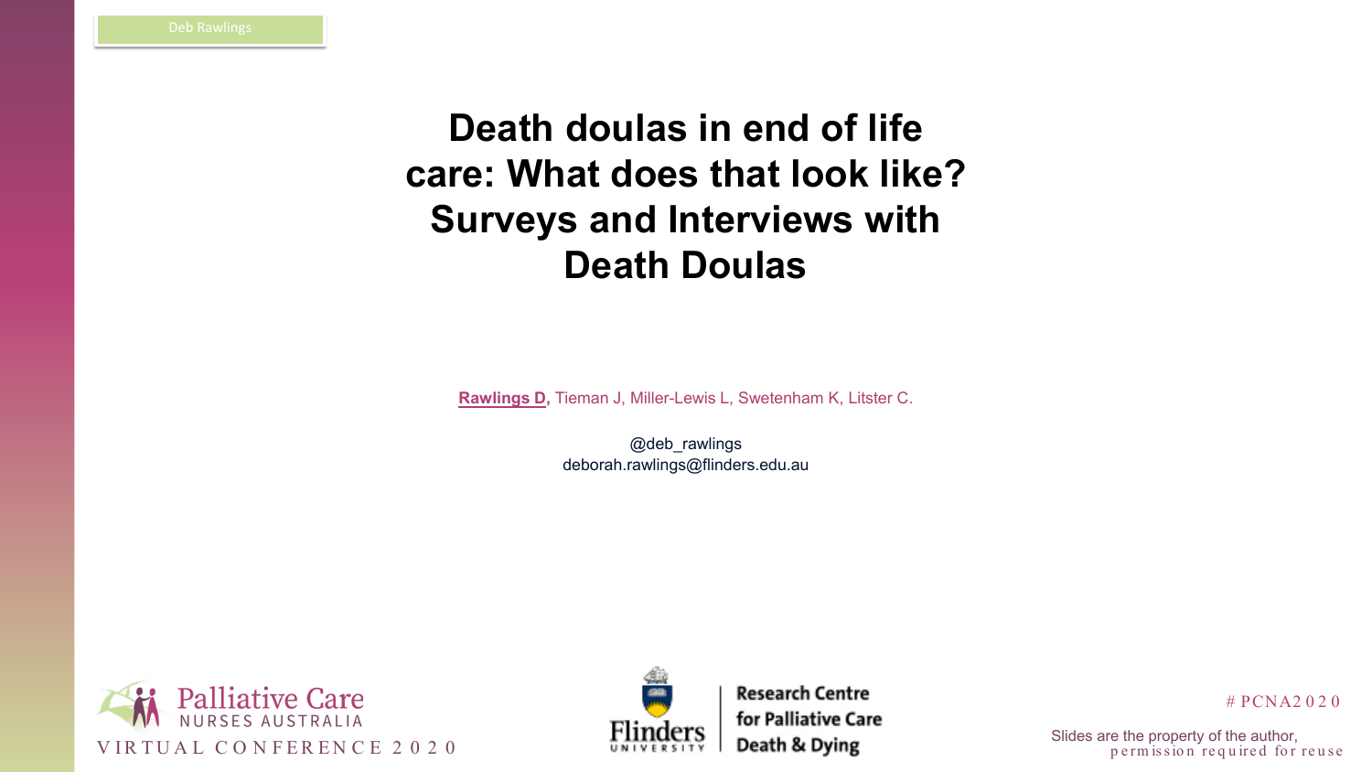Deb Rawlings

# Death doulas in end of life care: What does that look like? Surveys and Interviews with Death Doulas

**Rawlings D**, Tieman J, Miller-Lewis L, Swetenham K, Litster C.

@deb_rawlings
deborah.rawlings@flinders.edu.au

Palliative Care Nurses Australia
VIRTUAL CONFERENCE 2020

Flinders University | Research Centre for Palliative Care Death & Dying

#PCNA2020

Slides are the property of the author, permission required for reuse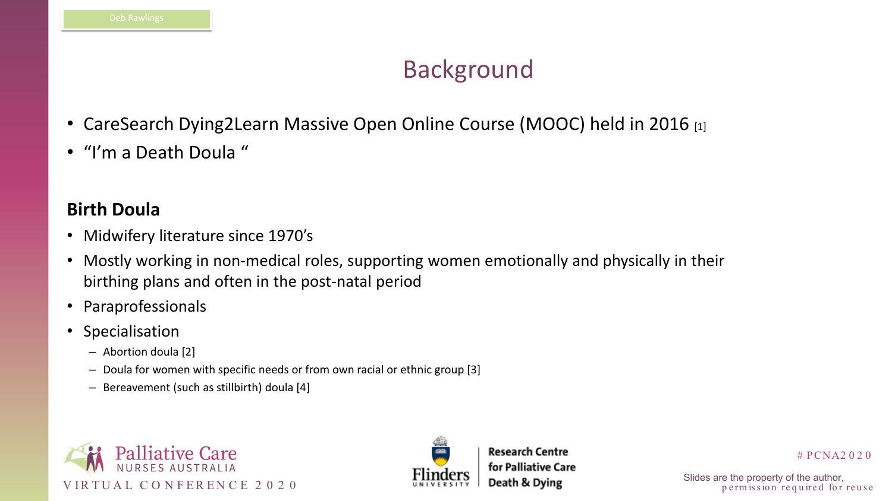# Background

- CareSearch Dying2Learn Massive Open Online Course (MOOC) held in 2016 [1]
- "I'm a Death Doula "

**Birth Doula**

- Midwifery literature since 1970's
- Mostly working in non-medical roles, supporting women emotionally and physically in their birthing plans and often in the post-natal period
- Paraprofessionals
- Specialisation
  - Abortion doula [2]
  - Doula for women with specific needs or from own racial or ethnic group [3]
  - Bereavement (such as stillbirth) doula [4]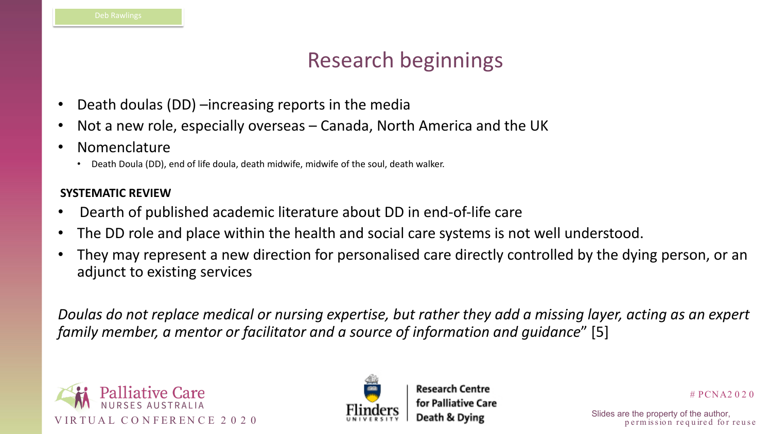# Research beginnings

- Death doulas (DD) –increasing reports in the media
- Not a new role, especially overseas – Canada, North America and the UK
- Nomenclature
  - Death Doula (DD), end of life doula, death midwife, midwife of the soul, death walker.

**SYSTEMATIC REVIEW**

- Dearth of published academic literature about DD in end-of-life care
- The DD role and place within the health and social care systems is not well understood.
- They may represent a new direction for personalised care directly controlled by the dying person, or an adjunct to existing services

*Doulas do not replace medical or nursing expertise, but rather they add a missing layer, acting as an expert family member, a mentor or facilitator and a source of information and guidance*" [5]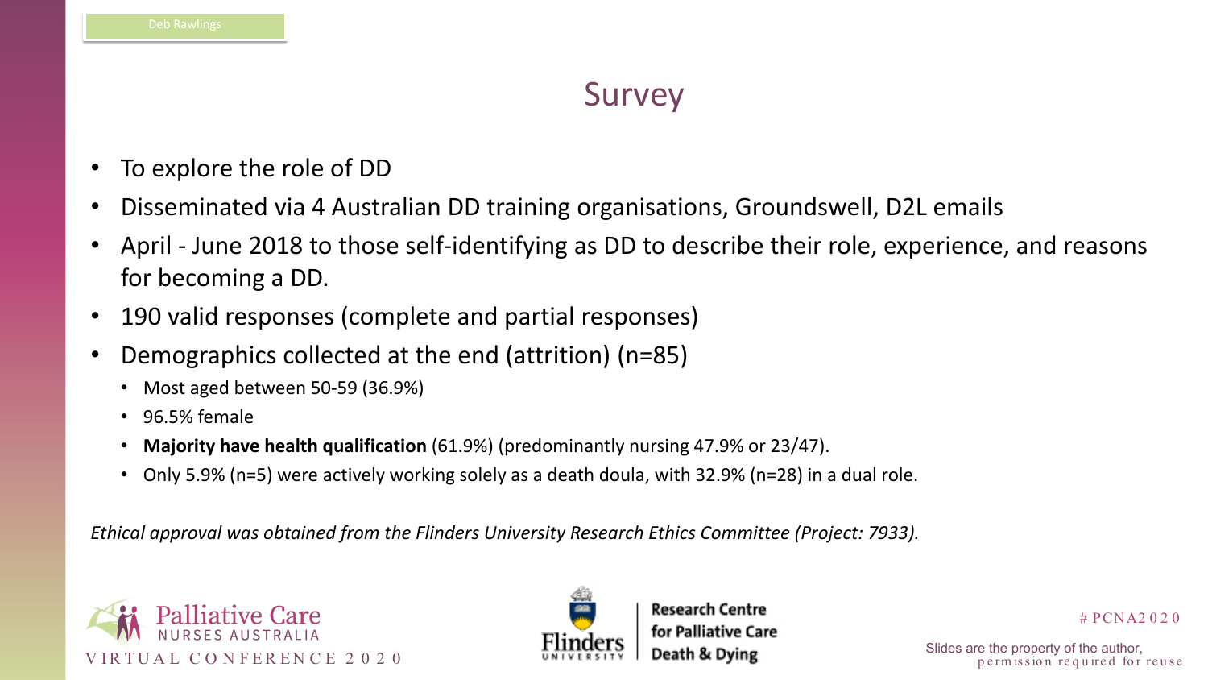# Survey

- To explore the role of DD
- Disseminated via 4 Australian DD training organisations, Groundswell, D2L emails
- April - June 2018 to those self-identifying as DD to describe their role, experience, and reasons for becoming a DD.
- 190 valid responses (complete and partial responses)
- Demographics collected at the end (attrition) (n=85)
  - Most aged between 50-59 (36.9%)
  - 96.5% female
  - **Majority have health qualification** (61.9%) (predominantly nursing 47.9% or 23/47).
  - Only 5.9% (n=5) were actively working solely as a death doula, with 32.9% (n=28) in a dual role.

*Ethical approval was obtained from the Flinders University Research Ethics Committee (Project: 7933).*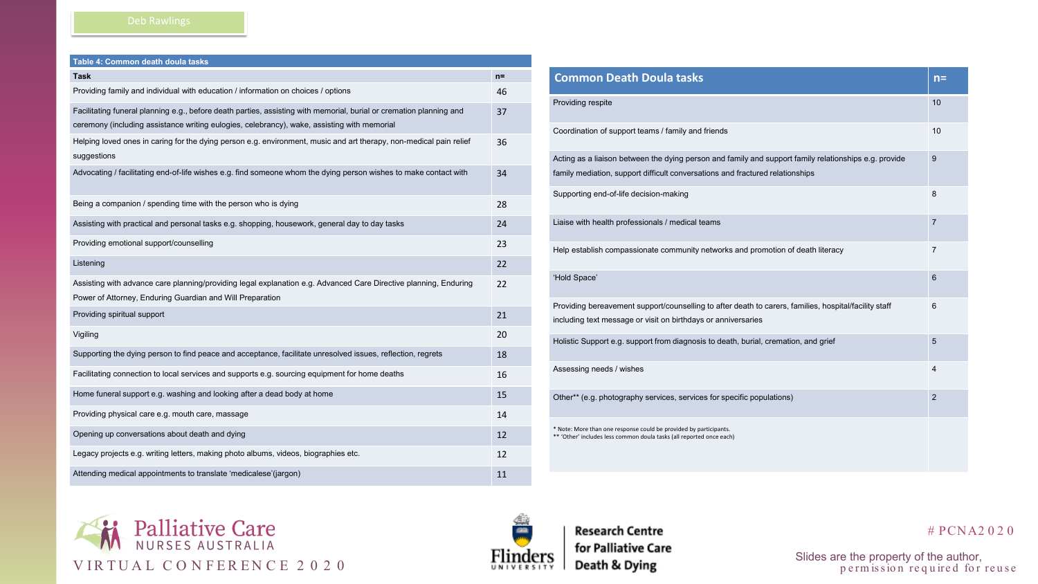Deb Rawlings

**Table 4: Common death doula tasks**

| Task | n= |
|---|---|
| Providing family and individual with education / information on choices / options | 46 |
| Facilitating funeral planning e.g., before death parties, assisting with memorial, burial or cremation planning and ceremony (including assistance writing eulogies, celebrancy), wake, assisting with memorial | 37 |
| Helping loved ones in caring for the dying person e.g. environment, music and art therapy, non-medical pain relief suggestions | 36 |
| Advocating / facilitating end-of-life wishes e.g. find someone whom the dying person wishes to make contact with | 34 |
| Being a companion / spending time with the person who is dying | 28 |
| Assisting with practical and personal tasks e.g. shopping, housework, general day to day tasks | 24 |
| Providing emotional support/counselling | 23 |
| Listening | 22 |
| Assisting with advance care planning/providing legal explanation e.g. Advanced Care Directive planning, Enduring Power of Attorney, Enduring Guardian and Will Preparation | 22 |
| Providing spiritual support | 21 |
| Vigiling | 20 |
| Supporting the dying person to find peace and acceptance, facilitate unresolved issues, reflection, regrets | 18 |
| Facilitating connection to local services and supports e.g. sourcing equipment for home deaths | 16 |
| Home funeral support e.g. washing and looking after a dead body at home | 15 |
| Providing physical care e.g. mouth care, massage | 14 |
| Opening up conversations about death and dying | 12 |
| Legacy projects e.g. writing letters, making photo albums, videos, biographies etc. | 12 |
| Attending medical appointments to translate 'medicalese'(jargon) | 11 |

| Common Death Doula tasks | n= |
|---|---|
| Providing respite | 10 |
| Coordination of support teams / family and friends | 10 |
| Acting as a liaison between the dying person and family and support family relationships e.g. provide family mediation, support difficult conversations and fractured relationships | 9 |
| Supporting end-of-life decision-making | 8 |
| Liaise with health professionals / medical teams | 7 |
| Help establish compassionate community networks and promotion of death literacy | 7 |
| 'Hold Space' | 6 |
| Providing bereavement support/counselling to after death to carers, families, hospital/facility staff including text message or visit on birthdays or anniversaries | 6 |
| Holistic Support e.g. support from diagnosis to death, burial, cremation, and grief | 5 |
| Assessing needs / wishes | 4 |
| Other** (e.g. photography services, services for specific populations) | 2 |

\* Note: More than one response could be provided by participants.
** 'Other' includes less common doula tasks (all reported once each)

Palliative Care Nurses Australia Virtual Conference 2020

Flinders University — Research Centre for Palliative Care Death & Dying

#PCNA2020

Slides are the property of the author, permission required for reuse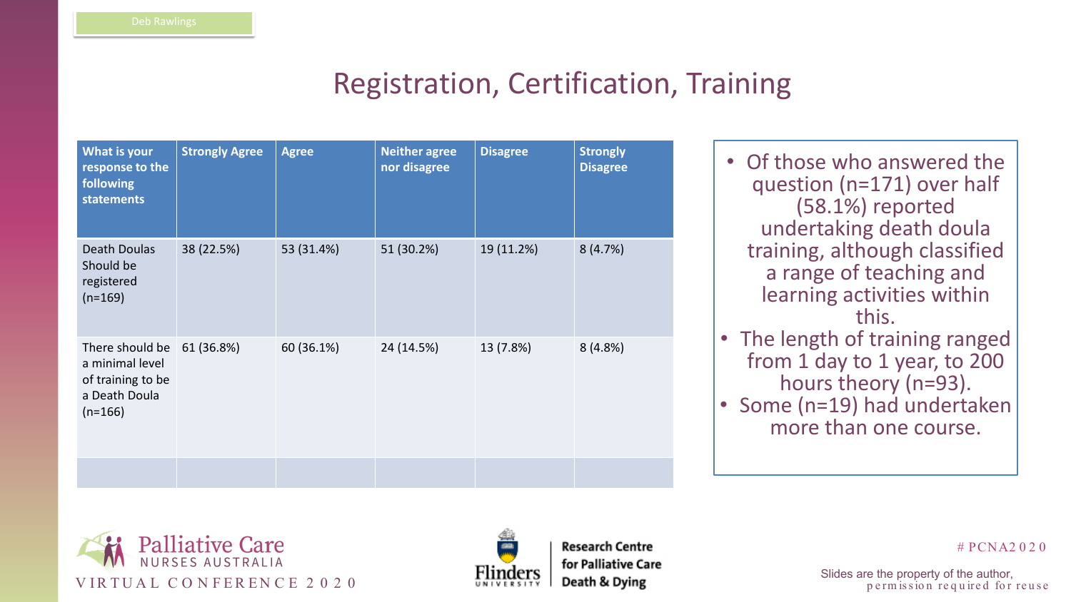# Registration, Certification, Training

| What is your response to the following statements | Strongly Agree | Agree | Neither agree nor disagree | Disagree | Strongly Disagree |
|---|---|---|---|---|---|
| Death Doulas Should be registered (n=169) | 38 (22.5%) | 53 (31.4%) | 51 (30.2%) | 19 (11.2%) | 8 (4.7%) |
| There should be a minimal level of training to be a Death Doula (n=166) | 61 (36.8%) | 60 (36.1%) | 24 (14.5%) | 13 (7.8%) | 8 (4.8%) |
| | | | | | |

- Of those who answered the question (n=171) over half (58.1%) reported undertaking death doula training, although classified a range of teaching and learning activities within this.
- The length of training ranged from 1 day to 1 year, to 200 hours theory (n=93).
- Some (n=19) had undertaken more than one course.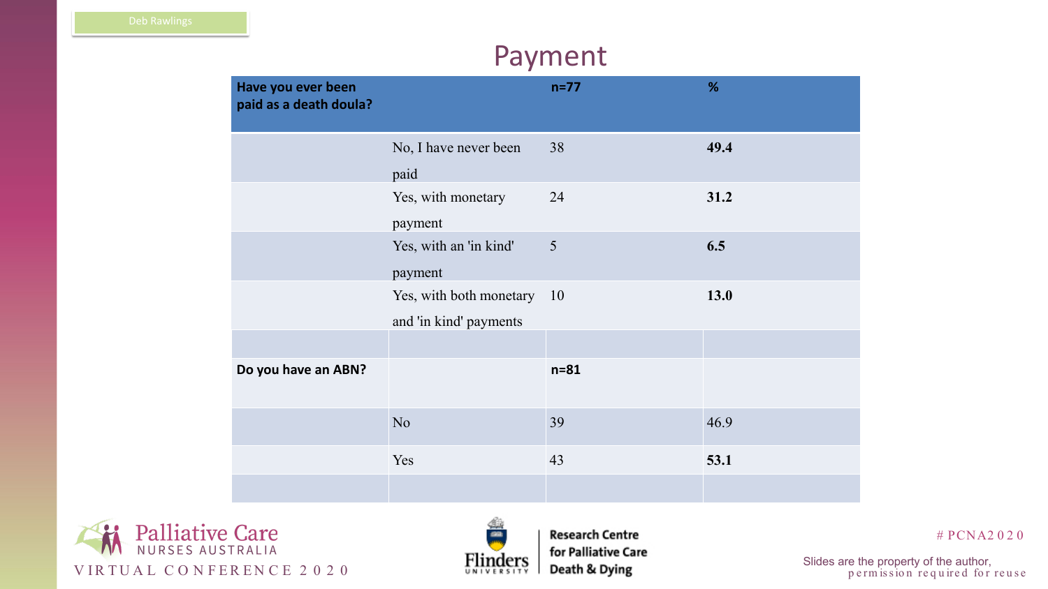# Payment

| Have you ever been paid as a death doula? | | n=77 | % |
|---|---|---|---|
| | No, I have never been paid | 38 | **49.4** |
| | Yes, with monetary payment | 24 | **31.2** |
| | Yes, with an 'in kind' payment | 5 | **6.5** |
| | Yes, with both monetary and 'in kind' payments | 10 | **13.0** |
| | | | |
| **Do you have an ABN?** | | **n=81** | |
| | No | 39 | 46.9 |
| | Yes | 43 | **53.1** |
| | | | |

Slides are the property of the author, permission required for reuse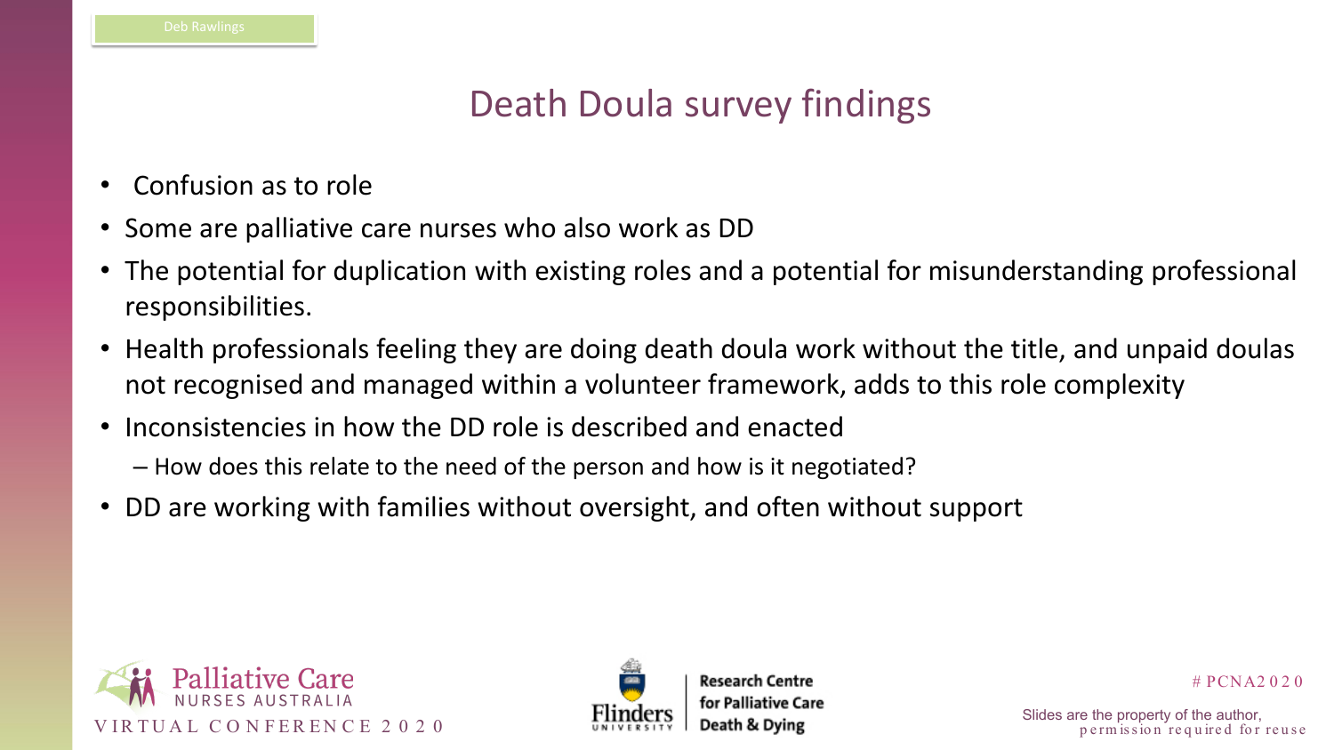# Death Doula survey findings

- Confusion as to role
- Some are palliative care nurses who also work as DD
- The potential for duplication with existing roles and a potential for misunderstanding professional responsibilities.
- Health professionals feeling they are doing death doula work without the title, and unpaid doulas not recognised and managed within a volunteer framework, adds to this role complexity
- Inconsistencies in how the DD role is described and enacted
  - How does this relate to the need of the person and how is it negotiated?
- DD are working with families without oversight, and often without support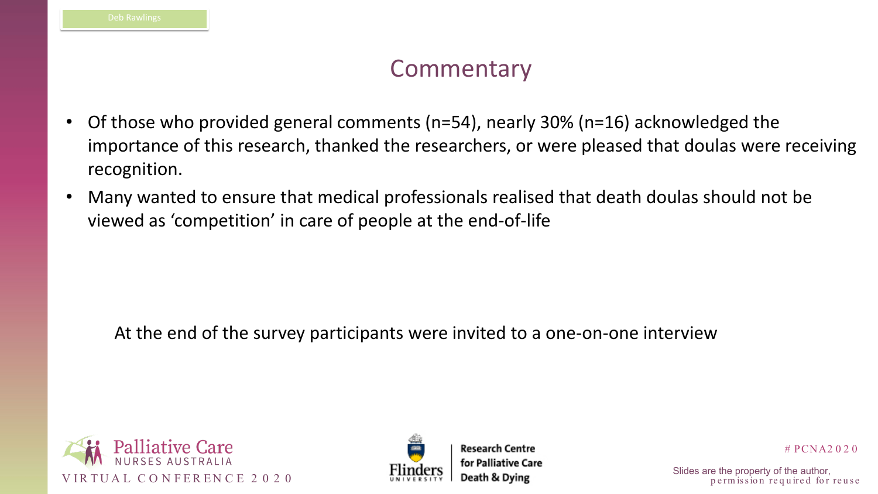# Commentary

- Of those who provided general comments (n=54), nearly 30% (n=16) acknowledged the importance of this research, thanked the researchers, or were pleased that doulas were receiving recognition.
- Many wanted to ensure that medical professionals realised that death doulas should not be viewed as 'competition' in care of people at the end-of-life

At the end of the survey participants were invited to a one-on-one interview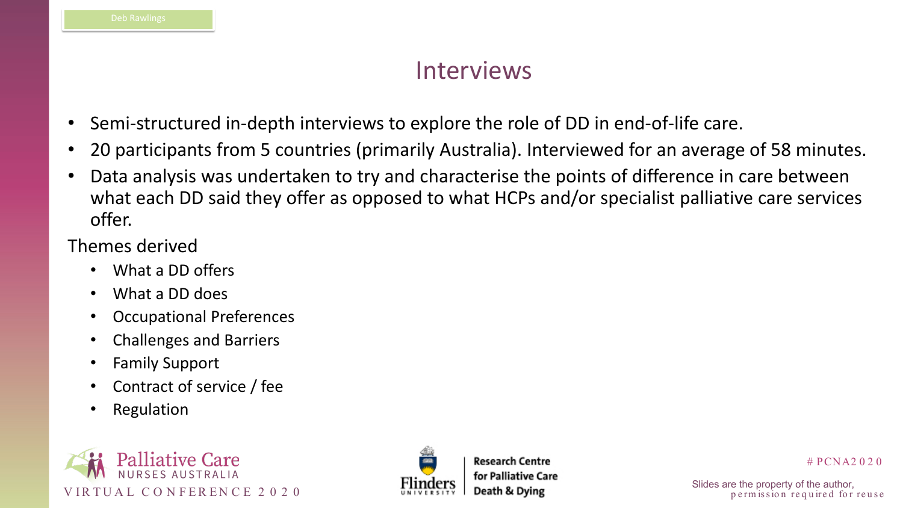# Interviews

- Semi-structured in-depth interviews to explore the role of DD in end-of-life care.
- 20 participants from 5 countries (primarily Australia). Interviewed for an average of 58 minutes.
- Data analysis was undertaken to try and characterise the points of difference in care between what each DD said they offer as opposed to what HCPs and/or specialist palliative care services offer.

Themes derived

- What a DD offers
- What a DD does
- Occupational Preferences
- Challenges and Barriers
- Family Support
- Contract of service / fee
- Regulation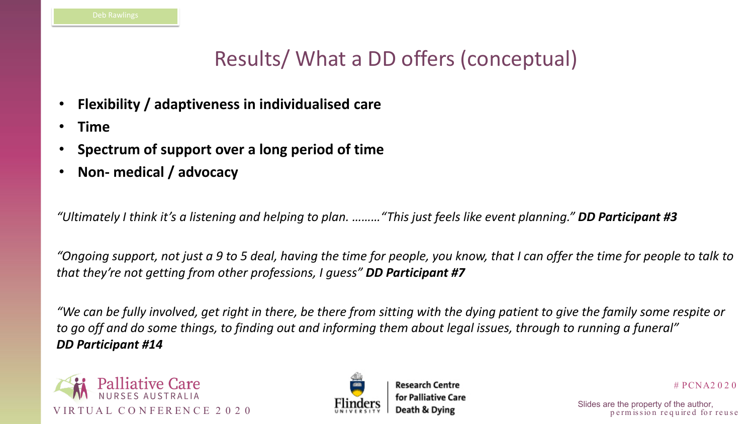# Results/ What a DD offers (conceptual)

- **Flexibility / adaptiveness in individualised care**
- **Time**
- **Spectrum of support over a long period of time**
- **Non- medical / advocacy**

*"Ultimately I think it's a listening and helping to plan. ………"This just feels like event planning."* ***DD Participant #3***

*"Ongoing support, not just a 9 to 5 deal, having the time for people, you know, that I can offer the time for people to talk to that they're not getting from other professions, I guess"* ***DD Participant #7***

*"We can be fully involved, get right in there, be there from sitting with the dying patient to give the family some respite or to go off and do some things, to finding out and informing them about legal issues, through to running a funeral"* ***DD Participant #14***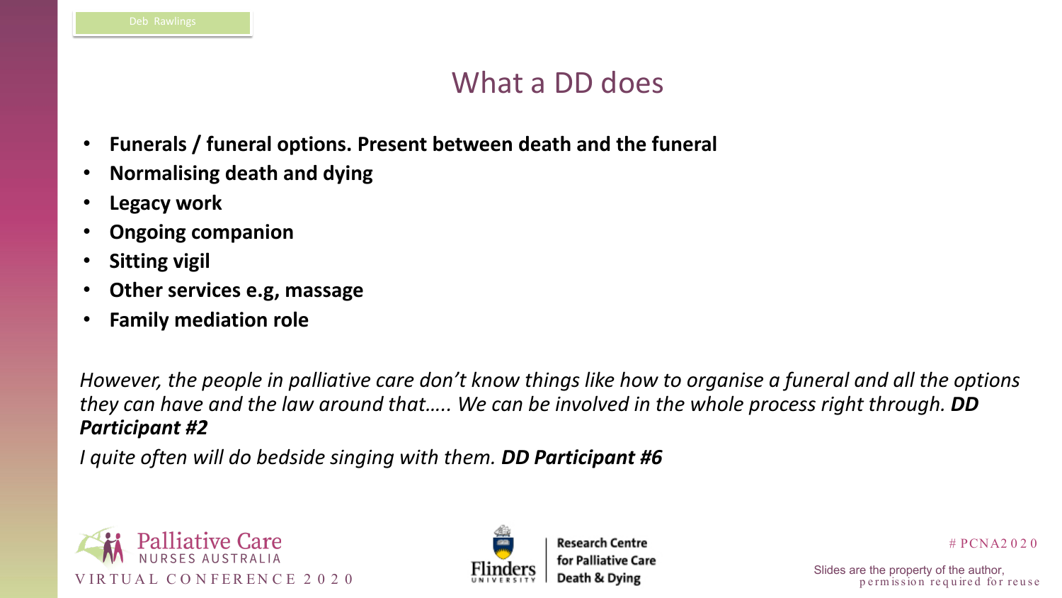# What a DD does

- **Funerals / funeral options. Present between death and the funeral**
- **Normalising death and dying**
- **Legacy work**
- **Ongoing companion**
- **Sitting vigil**
- **Other services e.g, massage**
- **Family mediation role**

*However, the people in palliative care don't know things like how to organise a funeral and all the options they can have and the law around that….. We can be involved in the whole process right through.* ***DD Participant #2***

*I quite often will do bedside singing with them.* ***DD Participant #6***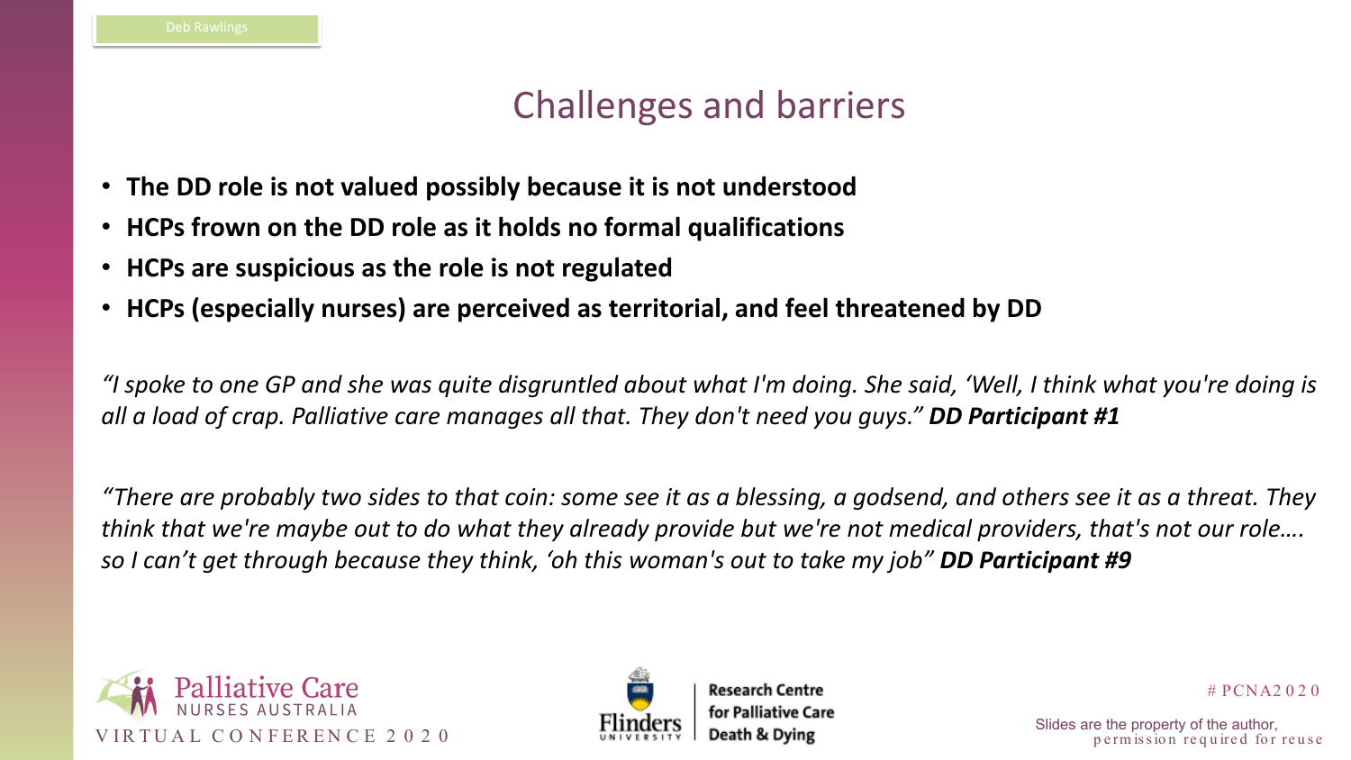## Challenges and barriers

- **The DD role is not valued possibly because it is not understood**
- **HCPs frown on the DD role as it holds no formal qualifications**
- **HCPs are suspicious as the role is not regulated**
- **HCPs (especially nurses) are perceived as territorial, and feel threatened by DD**

*"I spoke to one GP and she was quite disgruntled about what I'm doing. She said, 'Well, I think what you're doing is all a load of crap. Palliative care manages all that. They don't need you guys." **DD Participant #1***

*"There are probably two sides to that coin: some see it as a blessing, a godsend, and others see it as a threat. They think that we're maybe out to do what they already provide but we're not medical providers, that's not our role…. so I can't get through because they think, 'oh this woman's out to take my job" **DD Participant #9***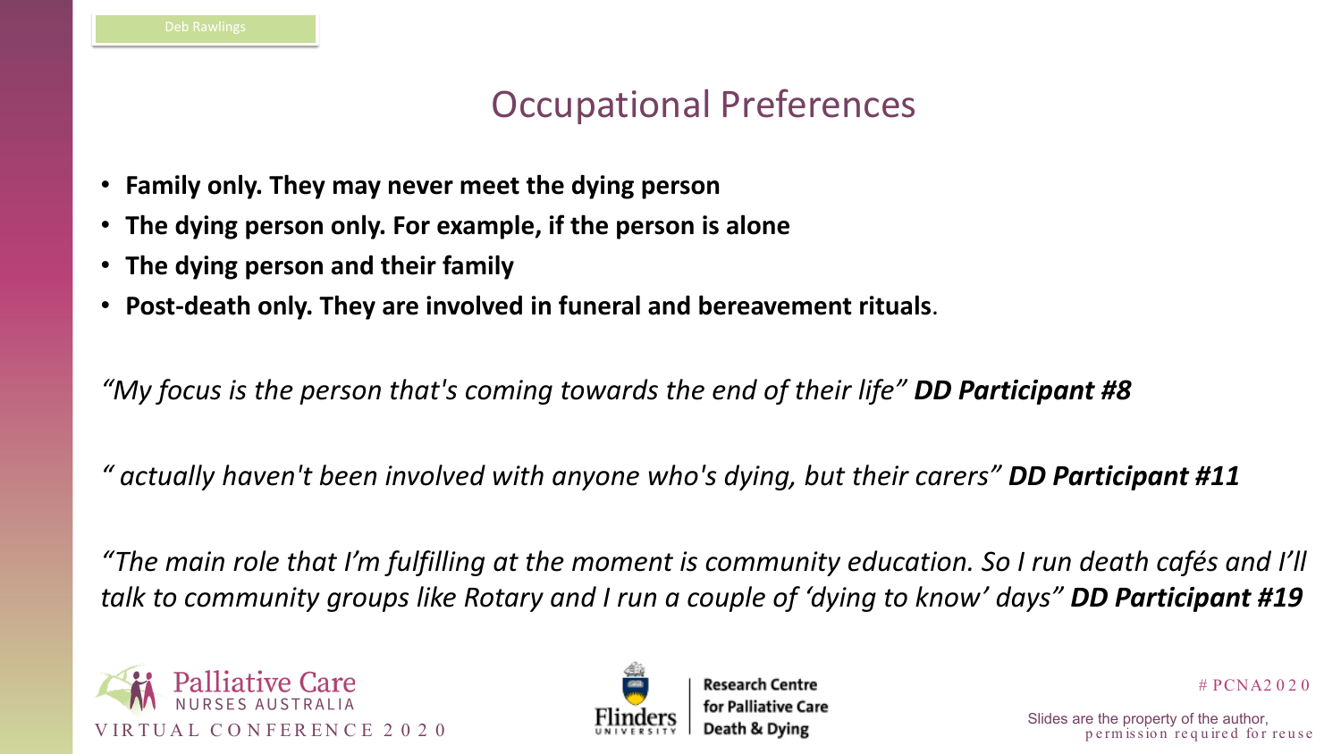# Occupational Preferences

- **Family only. They may never meet the dying person**
- **The dying person only. For example, if the person is alone**
- **The dying person and their family**
- **Post-death only. They are involved in funeral and bereavement rituals**.

*"My focus is the person that's coming towards the end of their life"* ***DD Participant #8***

*" actually haven't been involved with anyone who's dying, but their carers"* ***DD Participant #11***

*"The main role that I'm fulfilling at the moment is community education. So I run death cafés and I'll talk to community groups like Rotary and I run a couple of 'dying to know' days"* ***DD Participant #19***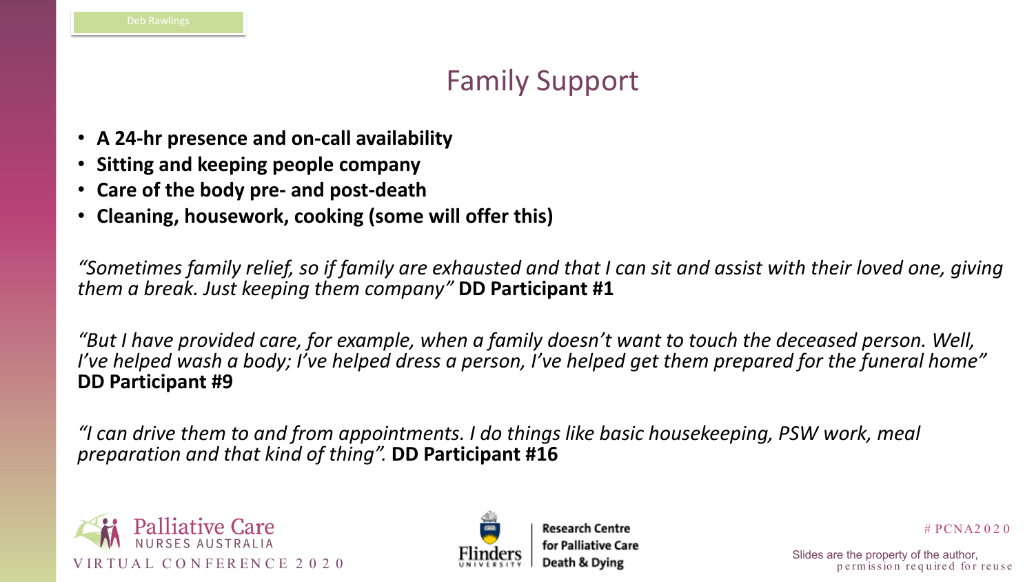# Family Support

- **A 24-hr presence and on-call availability**
- **Sitting and keeping people company**
- **Care of the body pre- and post-death**
- **Cleaning, housework, cooking (some will offer this)**

*"Sometimes family relief, so if family are exhausted and that I can sit and assist with their loved one, giving them a break. Just keeping them company"* **DD Participant #1**

*"But I have provided care, for example, when a family doesn't want to touch the deceased person. Well, I've helped wash a body; I've helped dress a person, I've helped get them prepared for the funeral home"* **DD Participant #9**

*"I can drive them to and from appointments. I do things like basic housekeeping, PSW work, meal preparation and that kind of thing".* **DD Participant #16**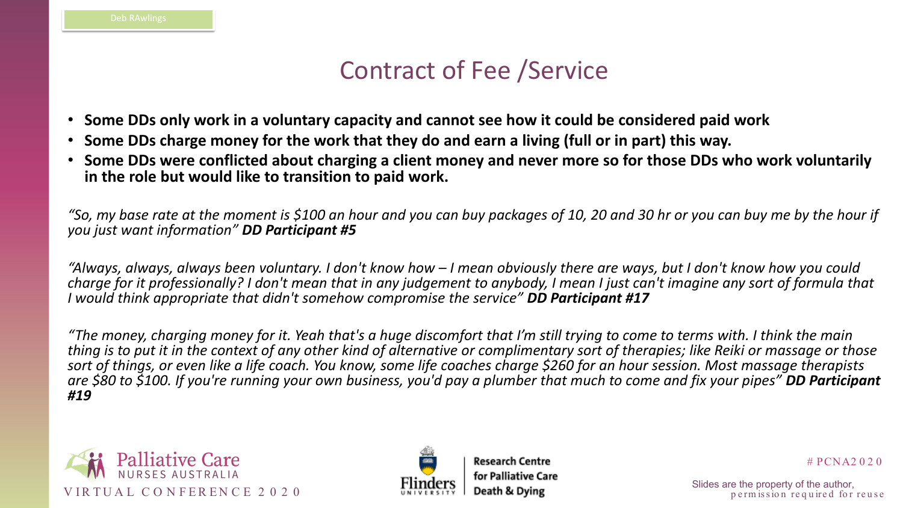## Contract of Fee /Service

- **Some DDs only work in a voluntary capacity and cannot see how it could be considered paid work**
- **Some DDs charge money for the work that they do and earn a living (full or in part) this way.**
- **Some DDs were conflicted about charging a client money and never more so for those DDs who work voluntarily in the role but would like to transition to paid work.**

*"So, my base rate at the moment is $100 an hour and you can buy packages of 10, 20 and 30 hr or you can buy me by the hour if you just want information"* ***DD Participant #5***

*"Always, always, always been voluntary. I don't know how – I mean obviously there are ways, but I don't know how you could charge for it professionally? I don't mean that in any judgement to anybody, I mean I just can't imagine any sort of formula that I would think appropriate that didn't somehow compromise the service"* ***DD Participant #17***

*"The money, charging money for it. Yeah that's a huge discomfort that I'm still trying to come to terms with. I think the main thing is to put it in the context of any other kind of alternative or complimentary sort of therapies; like Reiki or massage or those sort of things, or even like a life coach. You know, some life coaches charge $260 for an hour session. Most massage therapists are $80 to $100. If you're running your own business, you'd pay a plumber that much to come and fix your pipes"* ***DD Participant #19***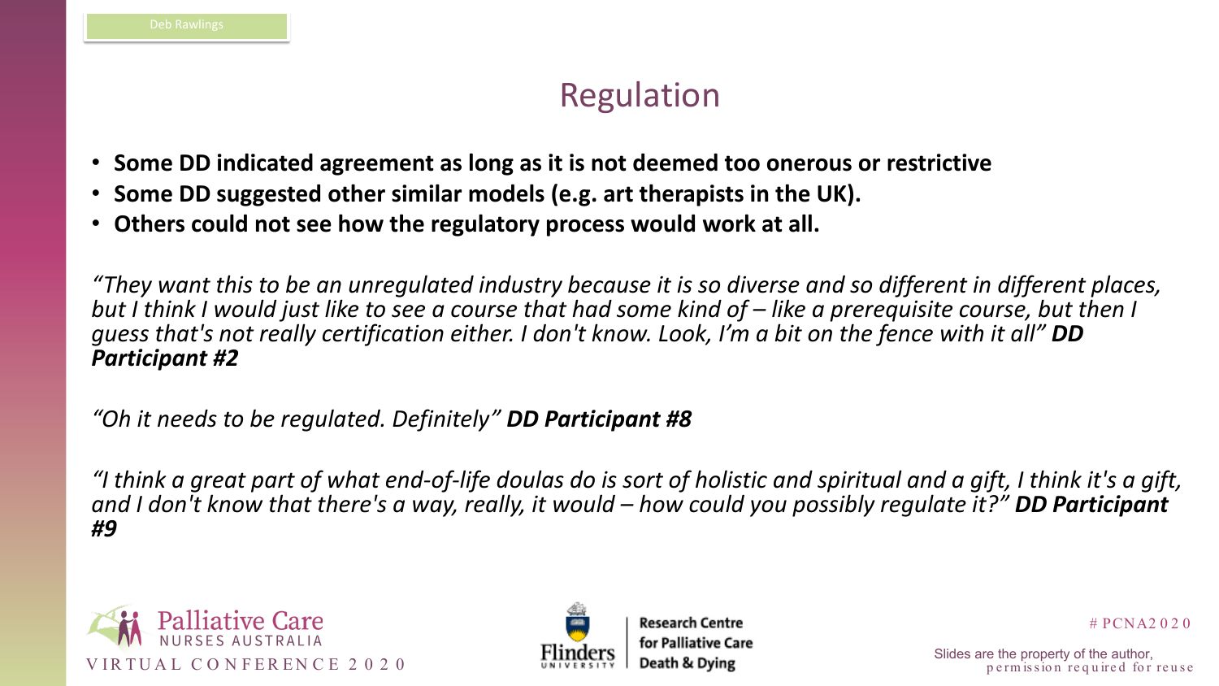# Regulation

- **Some DD indicated agreement as long as it is not deemed too onerous or restrictive**
- **Some DD suggested other similar models (e.g. art therapists in the UK).**
- **Others could not see how the regulatory process would work at all.**

*"They want this to be an unregulated industry because it is so diverse and so different in different places, but I think I would just like to see a course that had some kind of – like a prerequisite course, but then I guess that's not really certification either. I don't know. Look, I'm a bit on the fence with it all"* ***DD Participant #2***

*"Oh it needs to be regulated. Definitely"* ***DD Participant #8***

*"I think a great part of what end-of-life doulas do is sort of holistic and spiritual and a gift, I think it's a gift, and I don't know that there's a way, really, it would – how could you possibly regulate it?"* ***DD Participant #9***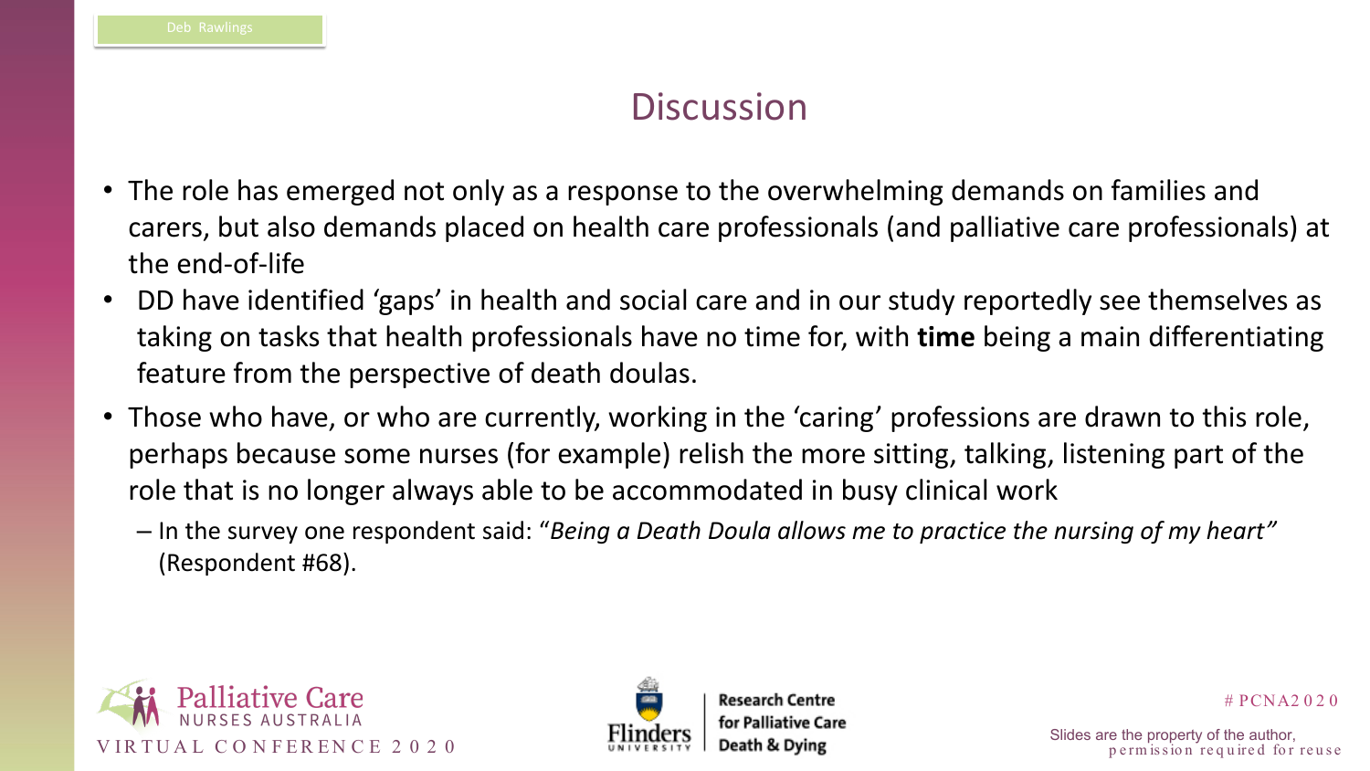## Discussion

- The role has emerged not only as a response to the overwhelming demands on families and carers, but also demands placed on health care professionals (and palliative care professionals) at the end-of-life
- DD have identified 'gaps' in health and social care and in our study reportedly see themselves as taking on tasks that health professionals have no time for, with **time** being a main differentiating feature from the perspective of death doulas.
- Those who have, or who are currently, working in the 'caring' professions are drawn to this role, perhaps because some nurses (for example) relish the more sitting, talking, listening part of the role that is no longer always able to be accommodated in busy clinical work
  - In the survey one respondent said: "*Being a Death Doula allows me to practice the nursing of my heart"* (Respondent #68).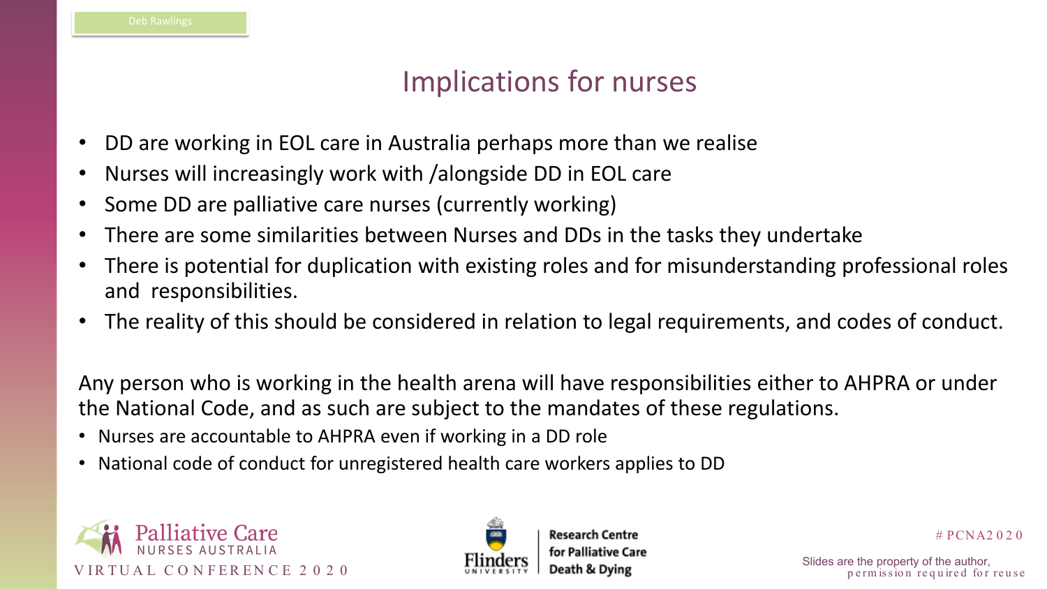## Implications for nurses

- DD are working in EOL care in Australia perhaps more than we realise
- Nurses will increasingly work with /alongside DD in EOL care
- Some DD are palliative care nurses (currently working)
- There are some similarities between Nurses and DDs in the tasks they undertake
- There is potential for duplication with existing roles and for misunderstanding professional roles and responsibilities.
- The reality of this should be considered in relation to legal requirements, and codes of conduct.

Any person who is working in the health arena will have responsibilities either to AHPRA or under the National Code, and as such are subject to the mandates of these regulations.

- Nurses are accountable to AHPRA even if working in a DD role
- National code of conduct for unregistered health care workers applies to DD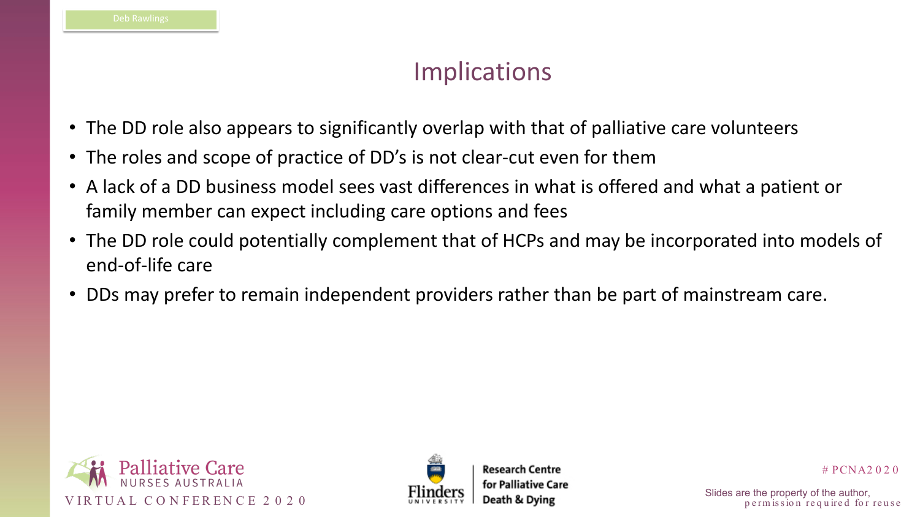# Implications

- The DD role also appears to significantly overlap with that of palliative care volunteers
- The roles and scope of practice of DD's is not clear-cut even for them
- A lack of a DD business model sees vast differences in what is offered and what a patient or family member can expect including care options and fees
- The DD role could potentially complement that of HCPs and may be incorporated into models of end-of-life care
- DDs may prefer to remain independent providers rather than be part of mainstream care.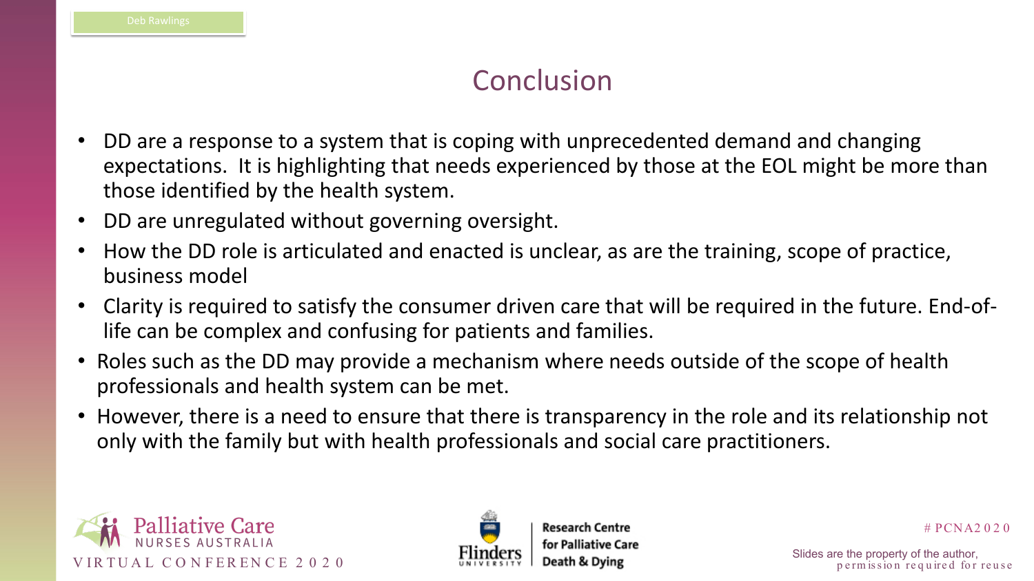## Conclusion

- DD are a response to a system that is coping with unprecedented demand and changing expectations. It is highlighting that needs experienced by those at the EOL might be more than those identified by the health system.
- DD are unregulated without governing oversight.
- How the DD role is articulated and enacted is unclear, as are the training, scope of practice, business model
- Clarity is required to satisfy the consumer driven care that will be required in the future. End-of-life can be complex and confusing for patients and families.
- Roles such as the DD may provide a mechanism where needs outside of the scope of health professionals and health system can be met.
- However, there is a need to ensure that there is transparency in the role and its relationship not only with the family but with health professionals and social care practitioners.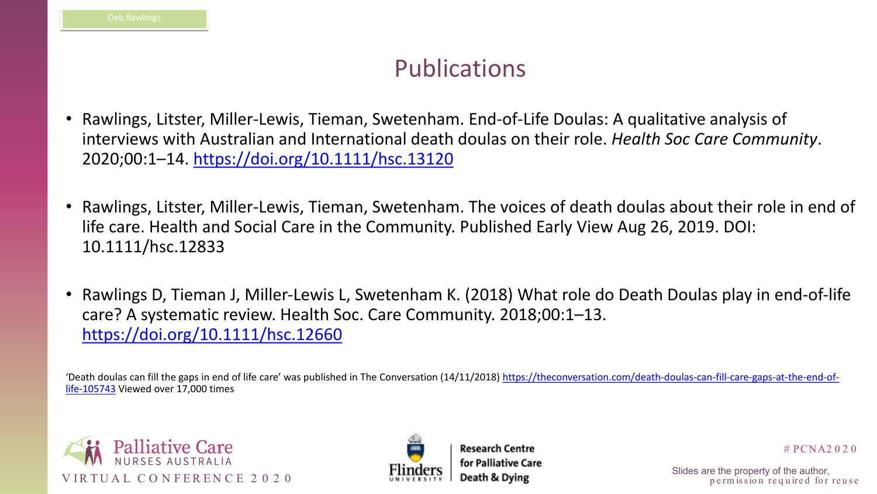# Publications

- Rawlings, Litster, Miller-Lewis, Tieman, Swetenham. End-of-Life Doulas: A qualitative analysis of interviews with Australian and International death doulas on their role. *Health Soc Care Community*. 2020;00:1–14. https://doi.org/10.1111/hsc.13120

- Rawlings, Litster, Miller-Lewis, Tieman, Swetenham. The voices of death doulas about their role in end of life care. Health and Social Care in the Community. Published Early View Aug 26, 2019. DOI: 10.1111/hsc.12833

- Rawlings D, Tieman J, Miller-Lewis L, Swetenham K. (2018) What role do Death Doulas play in end-of-life care? A systematic review. Health Soc. Care Community. 2018;00:1–13. https://doi.org/10.1111/hsc.12660

'Death doulas can fill the gaps in end of life care' was published in The Conversation (14/11/2018) https://theconversation.com/death-doulas-can-fill-care-gaps-at-the-end-of-life-105743 Viewed over 17,000 times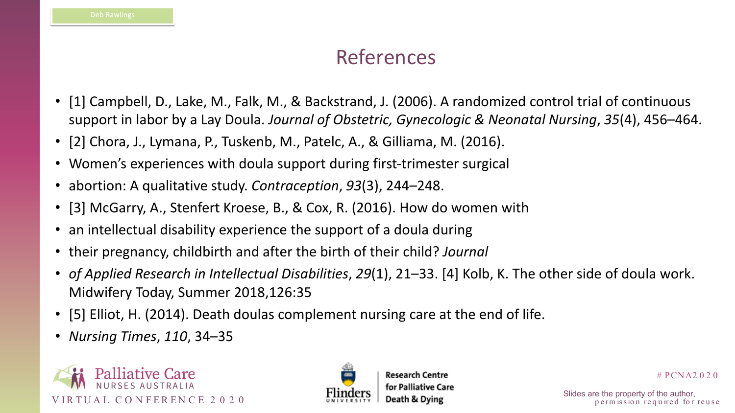## References

- [1] Campbell, D., Lake, M., Falk, M., & Backstrand, J. (2006). A randomized control trial of continuous support in labor by a Lay Doula. *Journal of Obstetric, Gynecologic & Neonatal Nursing*, *35*(4), 456–464.
- [2] Chora, J., Lymana, P., Tuskenb, M., Patelc, A., & Gilliama, M. (2016).
- Women's experiences with doula support during first-trimester surgical
- abortion: A qualitative study. *Contraception*, *93*(3), 244–248.
- [3] McGarry, A., Stenfert Kroese, B., & Cox, R. (2016). How do women with
- an intellectual disability experience the support of a doula during
- their pregnancy, childbirth and after the birth of their child? *Journal*
- *of Applied Research in Intellectual Disabilities*, *29*(1), 21–33. [4] Kolb, K. The other side of doula work. Midwifery Today, Summer 2018,126:35
- [5] Elliot, H. (2014). Death doulas complement nursing care at the end of life.
- *Nursing Times*, *110*, 34–35